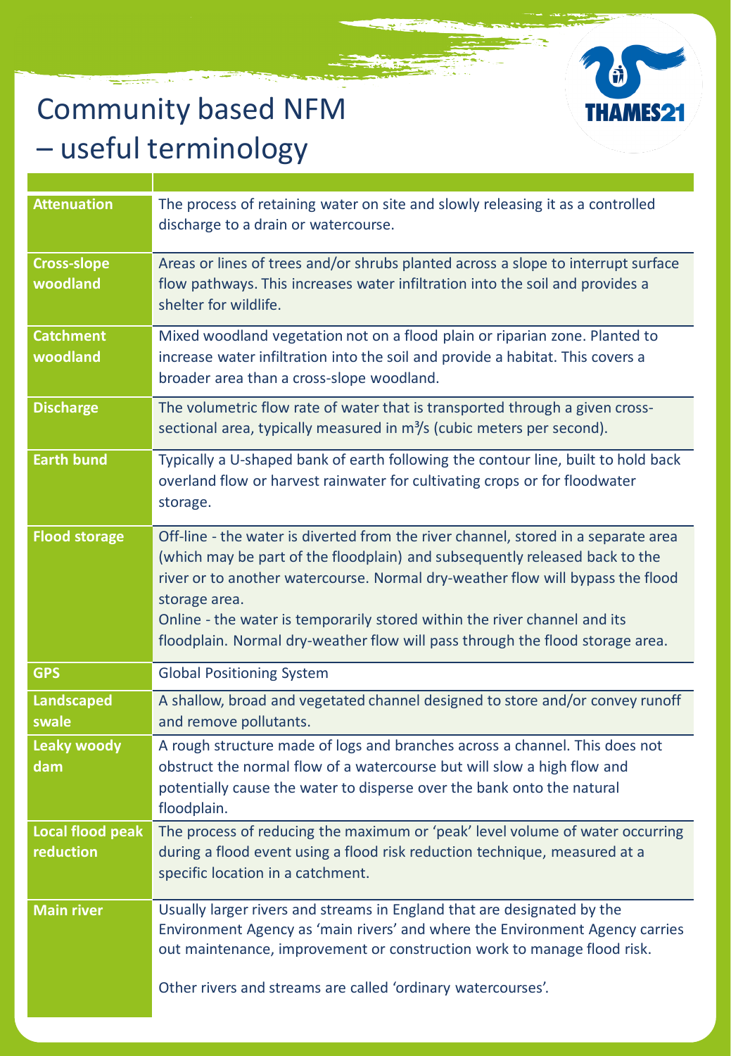# Community based NFM – useful terminology

| | |
|---|---|
| **Attenuation** | The process of retaining water on site and slowly releasing it as a controlled discharge to a drain or watercourse. |
| **Cross-slope woodland** | Areas or lines of trees and/or shrubs planted across a slope to interrupt surface flow pathways. This increases water infiltration into the soil and provides a shelter for wildlife. |
| **Catchment woodland** | Mixed woodland vegetation not on a flood plain or riparian zone. Planted to increase water infiltration into the soil and provide a habitat. This covers a broader area than a cross-slope woodland. |
| **Discharge** | The volumetric flow rate of water that is transported through a given cross-sectional area, typically measured in $m^3/s$ (cubic meters per second). |
| **Earth bund** | Typically a U-shaped bank of earth following the contour line, built to hold back overland flow or harvest rainwater for cultivating crops or for floodwater storage. |
| **Flood storage** | Off-line - the water is diverted from the river channel, stored in a separate area (which may be part of the floodplain) and subsequently released back to the river or to another watercourse. Normal dry-weather flow will bypass the flood storage area.<br>Online - the water is temporarily stored within the river channel and its floodplain. Normal dry-weather flow will pass through the flood storage area. |
| **GPS** | Global Positioning System |
| **Landscaped swale** | A shallow, broad and vegetated channel designed to store and/or convey runoff and remove pollutants. |
| **Leaky woody dam** | A rough structure made of logs and branches across a channel. This does not obstruct the normal flow of a watercourse but will slow a high flow and potentially cause the water to disperse over the bank onto the natural floodplain. |
| **Local flood peak reduction** | The process of reducing the maximum or 'peak' level volume of water occurring during a flood event using a flood risk reduction technique, measured at a specific location in a catchment. |
| **Main river** | Usually larger rivers and streams in England that are designated by the Environment Agency as 'main rivers' and where the Environment Agency carries out maintenance, improvement or construction work to manage flood risk.<br><br>Other rivers and streams are called 'ordinary watercourses'. |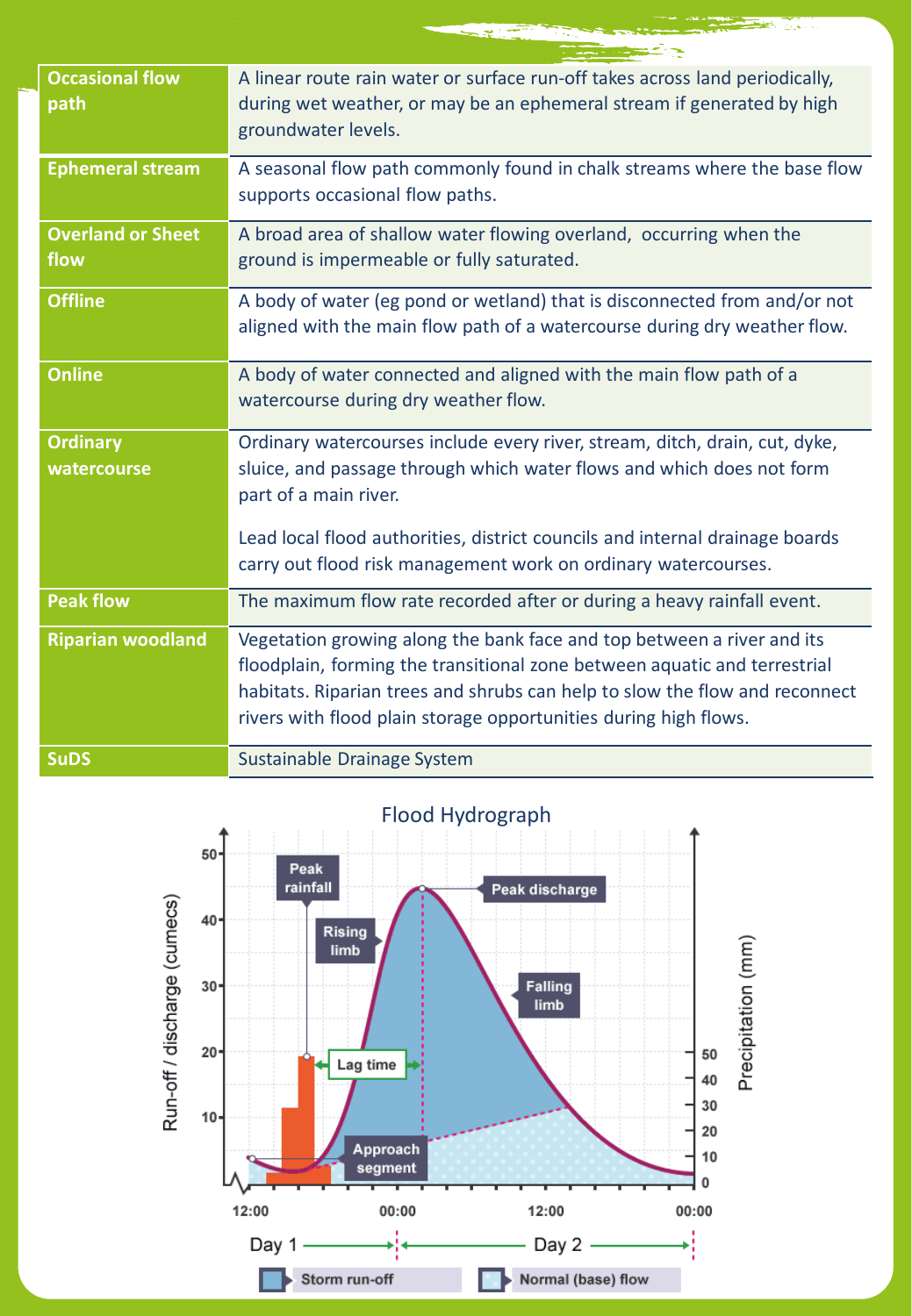| | |
|---|---|
| **Occasional flow path** | A linear route rain water or surface run-off takes across land periodically, during wet weather, or may be an ephemeral stream if generated by high groundwater levels. |
| **Ephemeral stream** | A seasonal flow path commonly found in chalk streams where the base flow supports occasional flow paths. |
| **Overland or Sheet flow** | A broad area of shallow water flowing overland, occurring when the ground is impermeable or fully saturated. |
| **Offline** | A body of water (eg pond or wetland) that is disconnected from and/or not aligned with the main flow path of a watercourse during dry weather flow. |
| **Online** | A body of water connected and aligned with the main flow path of a watercourse during dry weather flow. |
| **Ordinary watercourse** | Ordinary watercourses include every river, stream, ditch, drain, cut, dyke, sluice, and passage through which water flows and which does not form part of a main river.<br><br>Lead local flood authorities, district councils and internal drainage boards carry out flood risk management work on ordinary watercourses. |
| **Peak flow** | The maximum flow rate recorded after or during a heavy rainfall event. |
| **Riparian woodland** | Vegetation growing along the bank face and top between a river and its floodplain, forming the transitional zone between aquatic and terrestrial habitats. Riparian trees and shrubs can help to slow the flow and reconnect rivers with flood plain storage opportunities during high flows. |
| **SuDS** | Sustainable Drainage System |

Flood Hydrograph

Run-off / discharge (cumecs)

50
40
30
20
10

Precipitation (mm)

50
40
30
20
10
0

Peak rainfall

Rising limb

Peak discharge

Falling limb

Lag time

Approach segment

12:00
00:00
12:00
00:00

Day 1

Day 2

Storm run-off

Normal (base) flow